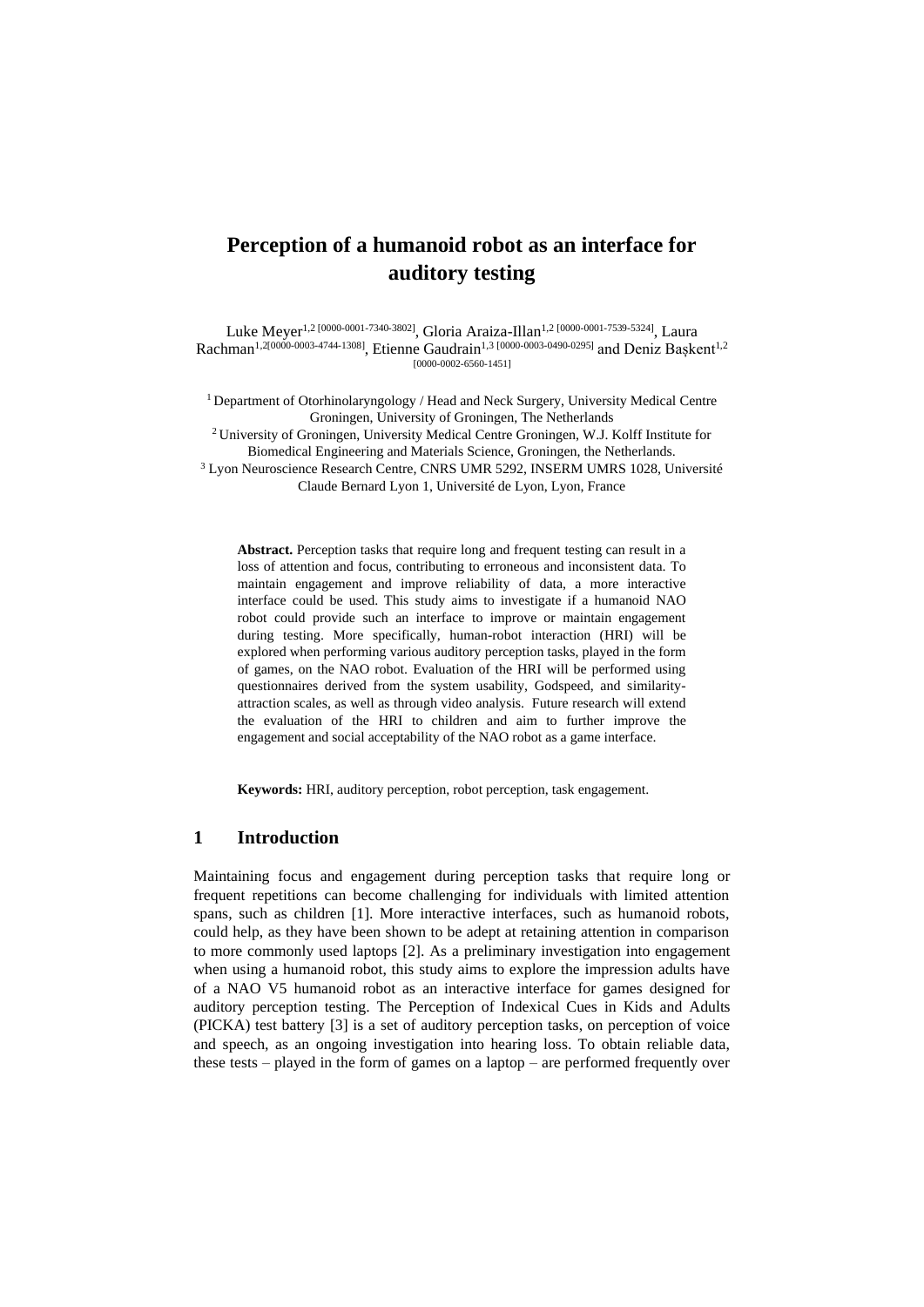# Perception of a humanoid robot as an interface for auditory testing

Luke Meyer[1,2] [0000-0001-7340-3802], Gloria Araiza-Illan[1,2] [0000-0001-7539-5324], Laura Rachman[1,2] [0000-0003-4744-1308], Etienne Gaudrain[1,3] [0000-0003-0490-0295] and Deniz Başkent[1,2] [0000-0002-6560-1451]

[1] Department of Otorhinolaryngology / Head and Neck Surgery, University Medical Centre Groningen, University of Groningen, The Netherlands

[2] University of Groningen, University Medical Centre Groningen, W.J. Kolff Institute for Biomedical Engineering and Materials Science, Groningen, the Netherlands.

[3] Lyon Neuroscience Research Centre, CNRS UMR 5292, INSERM UMRS 1028, Université Claude Bernard Lyon 1, Université de Lyon, Lyon, France

**Abstract.** Perception tasks that require long and frequent testing can result in a loss of attention and focus, contributing to erroneous and inconsistent data. To maintain engagement and improve reliability of data, a more interactive interface could be used. This study aims to investigate if a humanoid NAO robot could provide such an interface to improve or maintain engagement during testing. More specifically, human-robot interaction (HRI) will be explored when performing various auditory perception tasks, played in the form of games, on the NAO robot. Evaluation of the HRI will be performed using questionnaires derived from the system usability, Godspeed, and similarity-attraction scales, as well as through video analysis. Future research will extend the evaluation of the HRI to children and aim to further improve the engagement and social acceptability of the NAO robot as a game interface.

**Keywords:** HRI, auditory perception, robot perception, task engagement.

## 1 Introduction

Maintaining focus and engagement during perception tasks that require long or frequent repetitions can become challenging for individuals with limited attention spans, such as children [1]. More interactive interfaces, such as humanoid robots, could help, as they have been shown to be adept at retaining attention in comparison to more commonly used laptops [2]. As a preliminary investigation into engagement when using a humanoid robot, this study aims to explore the impression adults have of a NAO V5 humanoid robot as an interactive interface for games designed for auditory perception testing. The Perception of Indexical Cues in Kids and Adults (PICKA) test battery [3] is a set of auditory perception tasks, on perception of voice and speech, as an ongoing investigation into hearing loss. To obtain reliable data, these tests – played in the form of games on a laptop – are performed frequently over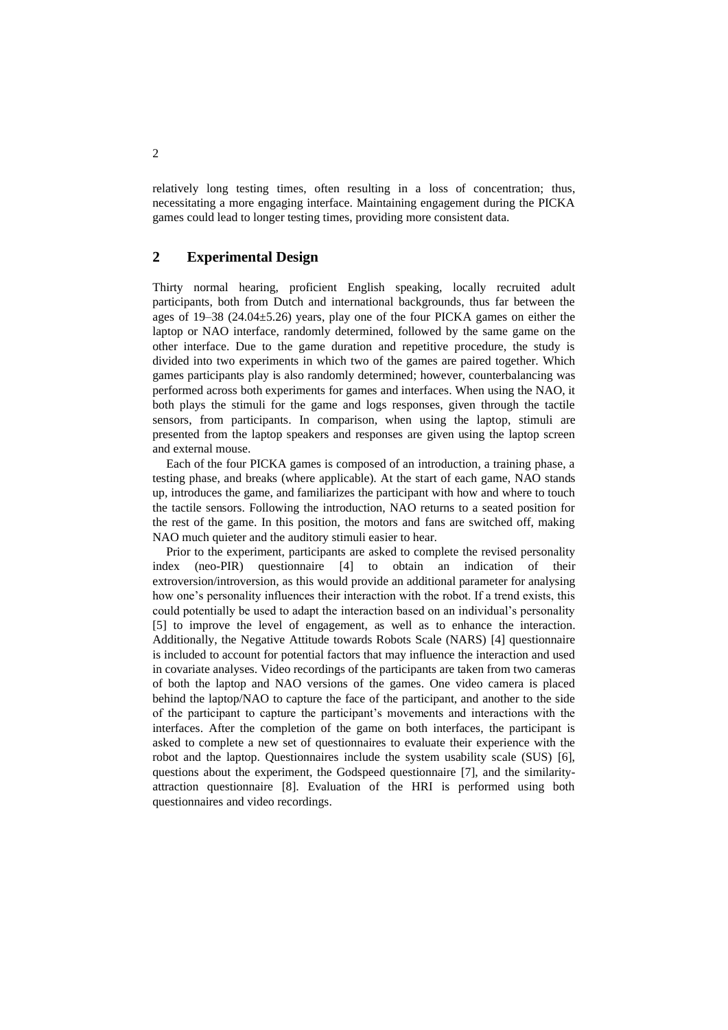relatively long testing times, often resulting in a loss of concentration; thus, necessitating a more engaging interface. Maintaining engagement during the PICKA games could lead to longer testing times, providing more consistent data.

## 2 Experimental Design

Thirty normal hearing, proficient English speaking, locally recruited adult participants, both from Dutch and international backgrounds, thus far between the ages of 19–38 (24.04±5.26) years, play one of the four PICKA games on either the laptop or NAO interface, randomly determined, followed by the same game on the other interface. Due to the game duration and repetitive procedure, the study is divided into two experiments in which two of the games are paired together. Which games participants play is also randomly determined; however, counterbalancing was performed across both experiments for games and interfaces. When using the NAO, it both plays the stimuli for the game and logs responses, given through the tactile sensors, from participants. In comparison, when using the laptop, stimuli are presented from the laptop speakers and responses are given using the laptop screen and external mouse.

Each of the four PICKA games is composed of an introduction, a training phase, a testing phase, and breaks (where applicable). At the start of each game, NAO stands up, introduces the game, and familiarizes the participant with how and where to touch the tactile sensors. Following the introduction, NAO returns to a seated position for the rest of the game. In this position, the motors and fans are switched off, making NAO much quieter and the auditory stimuli easier to hear.

Prior to the experiment, participants are asked to complete the revised personality index (neo-PIR) questionnaire [4] to obtain an indication of their extroversion/introversion, as this would provide an additional parameter for analysing how one's personality influences their interaction with the robot. If a trend exists, this could potentially be used to adapt the interaction based on an individual's personality [5] to improve the level of engagement, as well as to enhance the interaction. Additionally, the Negative Attitude towards Robots Scale (NARS) [4] questionnaire is included to account for potential factors that may influence the interaction and used in covariate analyses. Video recordings of the participants are taken from two cameras of both the laptop and NAO versions of the games. One video camera is placed behind the laptop/NAO to capture the face of the participant, and another to the side of the participant to capture the participant's movements and interactions with the interfaces. After the completion of the game on both interfaces, the participant is asked to complete a new set of questionnaires to evaluate their experience with the robot and the laptop. Questionnaires include the system usability scale (SUS) [6], questions about the experiment, the Godspeed questionnaire [7], and the similarity-attraction questionnaire [8]. Evaluation of the HRI is performed using both questionnaires and video recordings.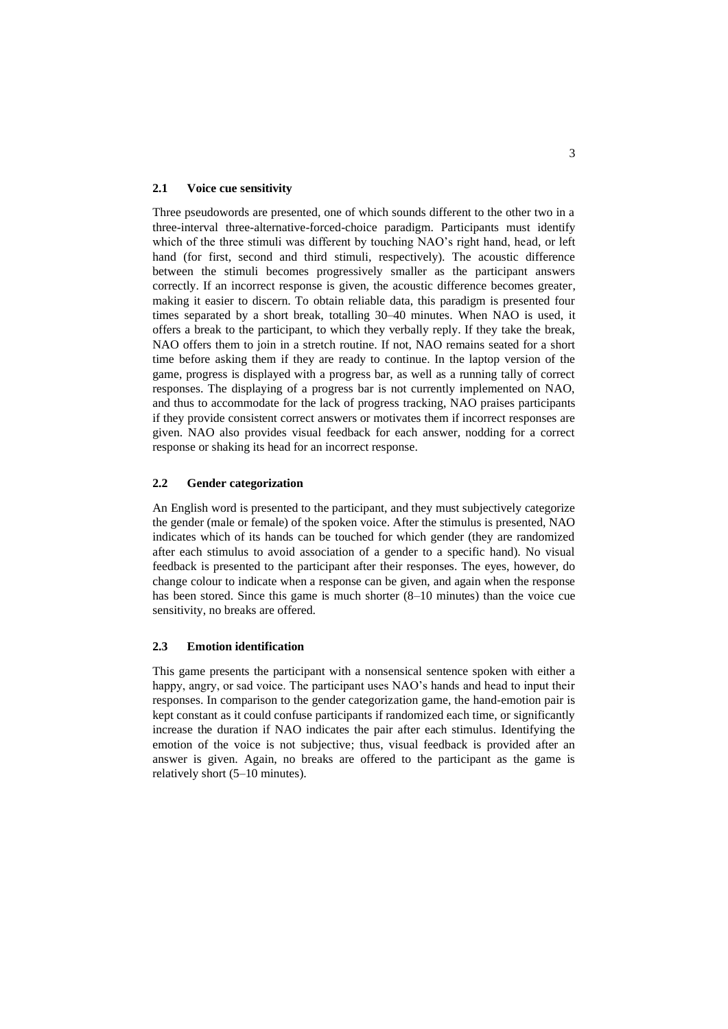### 2.1 Voice cue sensitivity

Three pseudowords are presented, one of which sounds different to the other two in a three-interval three-alternative-forced-choice paradigm. Participants must identify which of the three stimuli was different by touching NAO's right hand, head, or left hand (for first, second and third stimuli, respectively). The acoustic difference between the stimuli becomes progressively smaller as the participant answers correctly. If an incorrect response is given, the acoustic difference becomes greater, making it easier to discern. To obtain reliable data, this paradigm is presented four times separated by a short break, totalling 30–40 minutes. When NAO is used, it offers a break to the participant, to which they verbally reply. If they take the break, NAO offers them to join in a stretch routine. If not, NAO remains seated for a short time before asking them if they are ready to continue. In the laptop version of the game, progress is displayed with a progress bar, as well as a running tally of correct responses. The displaying of a progress bar is not currently implemented on NAO, and thus to accommodate for the lack of progress tracking, NAO praises participants if they provide consistent correct answers or motivates them if incorrect responses are given. NAO also provides visual feedback for each answer, nodding for a correct response or shaking its head for an incorrect response.

### 2.2 Gender categorization

An English word is presented to the participant, and they must subjectively categorize the gender (male or female) of the spoken voice. After the stimulus is presented, NAO indicates which of its hands can be touched for which gender (they are randomized after each stimulus to avoid association of a gender to a specific hand). No visual feedback is presented to the participant after their responses. The eyes, however, do change colour to indicate when a response can be given, and again when the response has been stored. Since this game is much shorter (8–10 minutes) than the voice cue sensitivity, no breaks are offered.

### 2.3 Emotion identification

This game presents the participant with a nonsensical sentence spoken with either a happy, angry, or sad voice. The participant uses NAO's hands and head to input their responses. In comparison to the gender categorization game, the hand-emotion pair is kept constant as it could confuse participants if randomized each time, or significantly increase the duration if NAO indicates the pair after each stimulus. Identifying the emotion of the voice is not subjective; thus, visual feedback is provided after an answer is given. Again, no breaks are offered to the participant as the game is relatively short (5–10 minutes).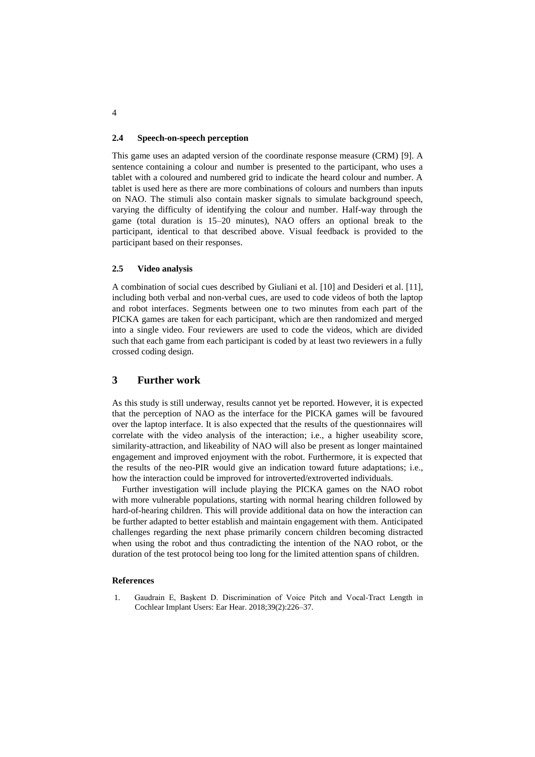### 2.4 Speech-on-speech perception

This game uses an adapted version of the coordinate response measure (CRM) [9]. A sentence containing a colour and number is presented to the participant, who uses a tablet with a coloured and numbered grid to indicate the heard colour and number. A tablet is used here as there are more combinations of colours and numbers than inputs on NAO. The stimuli also contain masker signals to simulate background speech, varying the difficulty of identifying the colour and number. Half-way through the game (total duration is 15–20 minutes), NAO offers an optional break to the participant, identical to that described above. Visual feedback is provided to the participant based on their responses.

### 2.5 Video analysis

A combination of social cues described by Giuliani et al. [10] and Desideri et al. [11], including both verbal and non-verbal cues, are used to code videos of both the laptop and robot interfaces. Segments between one to two minutes from each part of the PICKA games are taken for each participant, which are then randomized and merged into a single video. Four reviewers are used to code the videos, which are divided such that each game from each participant is coded by at least two reviewers in a fully crossed coding design.

## 3 Further work

As this study is still underway, results cannot yet be reported. However, it is expected that the perception of NAO as the interface for the PICKA games will be favoured over the laptop interface. It is also expected that the results of the questionnaires will correlate with the video analysis of the interaction; i.e., a higher useability score, similarity-attraction, and likeability of NAO will also be present as longer maintained engagement and improved enjoyment with the robot. Furthermore, it is expected that the results of the neo-PIR would give an indication toward future adaptations; i.e., how the interaction could be improved for introverted/extroverted individuals.

Further investigation will include playing the PICKA games on the NAO robot with more vulnerable populations, starting with normal hearing children followed by hard-of-hearing children. This will provide additional data on how the interaction can be further adapted to better establish and maintain engagement with them. Anticipated challenges regarding the next phase primarily concern children becoming distracted when using the robot and thus contradicting the intention of the NAO robot, or the duration of the test protocol being too long for the limited attention spans of children.

#### References

1. Gaudrain E, Başkent D. Discrimination of Voice Pitch and Vocal-Tract Length in Cochlear Implant Users: Ear Hear. 2018;39(2):226–37.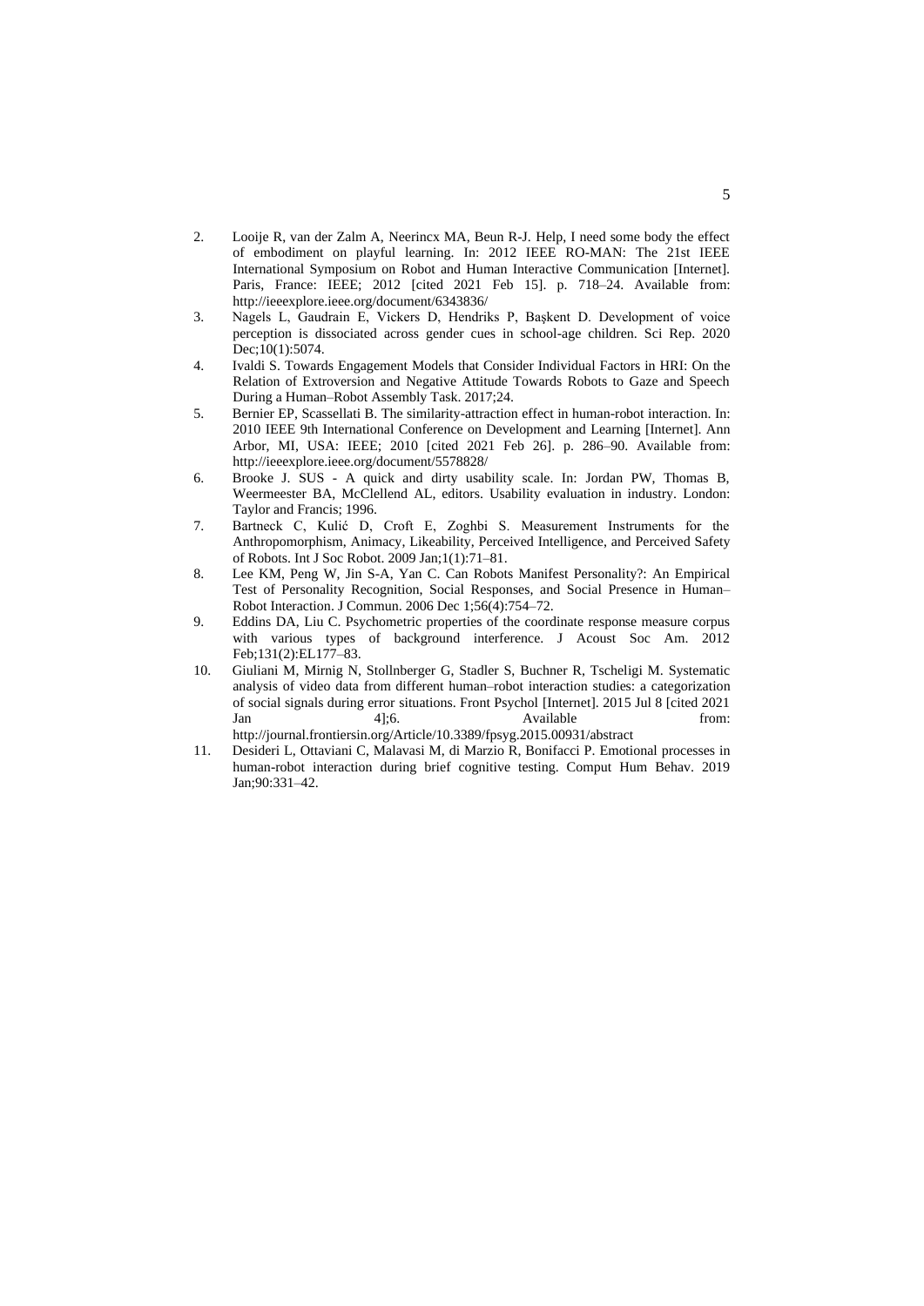2. Looije R, van der Zalm A, Neerincx MA, Beun R-J. Help, I need some body the effect of embodiment on playful learning. In: 2012 IEEE RO-MAN: The 21st IEEE International Symposium on Robot and Human Interactive Communication [Internet]. Paris, France: IEEE; 2012 [cited 2021 Feb 15]. p. 718–24. Available from: http://ieeexplore.ieee.org/document/6343836/
3. Nagels L, Gaudrain E, Vickers D, Hendriks P, Başkent D. Development of voice perception is dissociated across gender cues in school-age children. Sci Rep. 2020 Dec;10(1):5074.
4. Ivaldi S. Towards Engagement Models that Consider Individual Factors in HRI: On the Relation of Extroversion and Negative Attitude Towards Robots to Gaze and Speech During a Human–Robot Assembly Task. 2017;24.
5. Bernier EP, Scassellati B. The similarity-attraction effect in human-robot interaction. In: 2010 IEEE 9th International Conference on Development and Learning [Internet]. Ann Arbor, MI, USA: IEEE; 2010 [cited 2021 Feb 26]. p. 286–90. Available from: http://ieeexplore.ieee.org/document/5578828/
6. Brooke J. SUS - A quick and dirty usability scale. In: Jordan PW, Thomas B, Weermeester BA, McClellend AL, editors. Usability evaluation in industry. London: Taylor and Francis; 1996.
7. Bartneck C, Kulić D, Croft E, Zoghbi S. Measurement Instruments for the Anthropomorphism, Animacy, Likeability, Perceived Intelligence, and Perceived Safety of Robots. Int J Soc Robot. 2009 Jan;1(1):71–81.
8. Lee KM, Peng W, Jin S-A, Yan C. Can Robots Manifest Personality?: An Empirical Test of Personality Recognition, Social Responses, and Social Presence in Human–Robot Interaction. J Commun. 2006 Dec 1;56(4):754–72.
9. Eddins DA, Liu C. Psychometric properties of the coordinate response measure corpus with various types of background interference. J Acoust Soc Am. 2012 Feb;131(2):EL177–83.
10. Giuliani M, Mirnig N, Stollnberger G, Stadler S, Buchner R, Tscheligi M. Systematic analysis of video data from different human–robot interaction studies: a categorization of social signals during error situations. Front Psychol [Internet]. 2015 Jul 8 [cited 2021 Jan 4];6. Available from: http://journal.frontiersin.org/Article/10.3389/fpsyg.2015.00931/abstract
11. Desideri L, Ottaviani C, Malavasi M, di Marzio R, Bonifacci P. Emotional processes in human-robot interaction during brief cognitive testing. Comput Hum Behav. 2019 Jan;90:331–42.